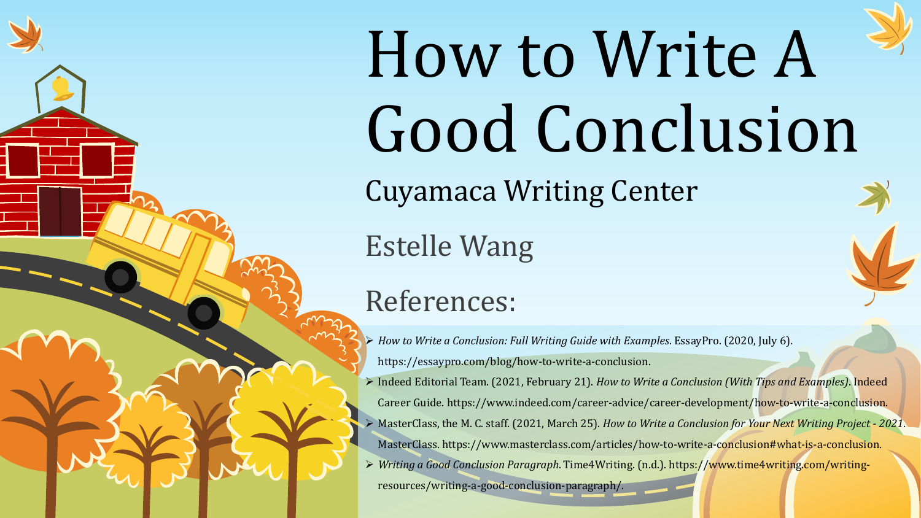# How to Write A Good Conclusion

## Cuyamaca Writing Center

Estelle Wang

## References:

- *How to Write a Conclusion: Full Writing Guide with Examples*. EssayPro. (2020, July 6). https://essaypro.com/blog/how-to-write-a-conclusion.
- Indeed Editorial Team. (2021, February 21). *How to Write a Conclusion (With Tips and Examples)*. Indeed Career Guide. https://www.indeed.com/career-advice/career-development/how-to-write-a-conclusion.
- MasterClass, the M. C. staff. (2021, March 25). *How to Write a Conclusion for Your Next Writing Project - 2021*. MasterClass. https://www.masterclass.com/articles/how-to-write-a-conclusion#what-is-a-conclusion.
- *Writing a Good Conclusion Paragraph*. Time4Writing. (n.d.). https://www.time4writing.com/writing-resources/writing-a-good-conclusion-paragraph/.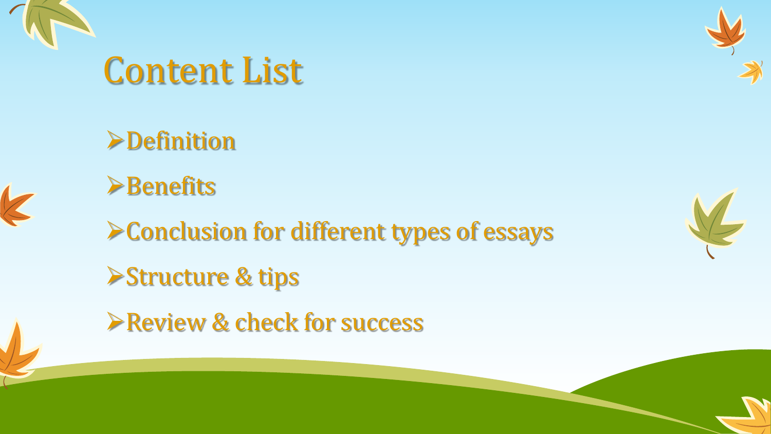# Content List

- Definition
- Benefits
- Conclusion for different types of essays
- Structure & tips
- Review & check for success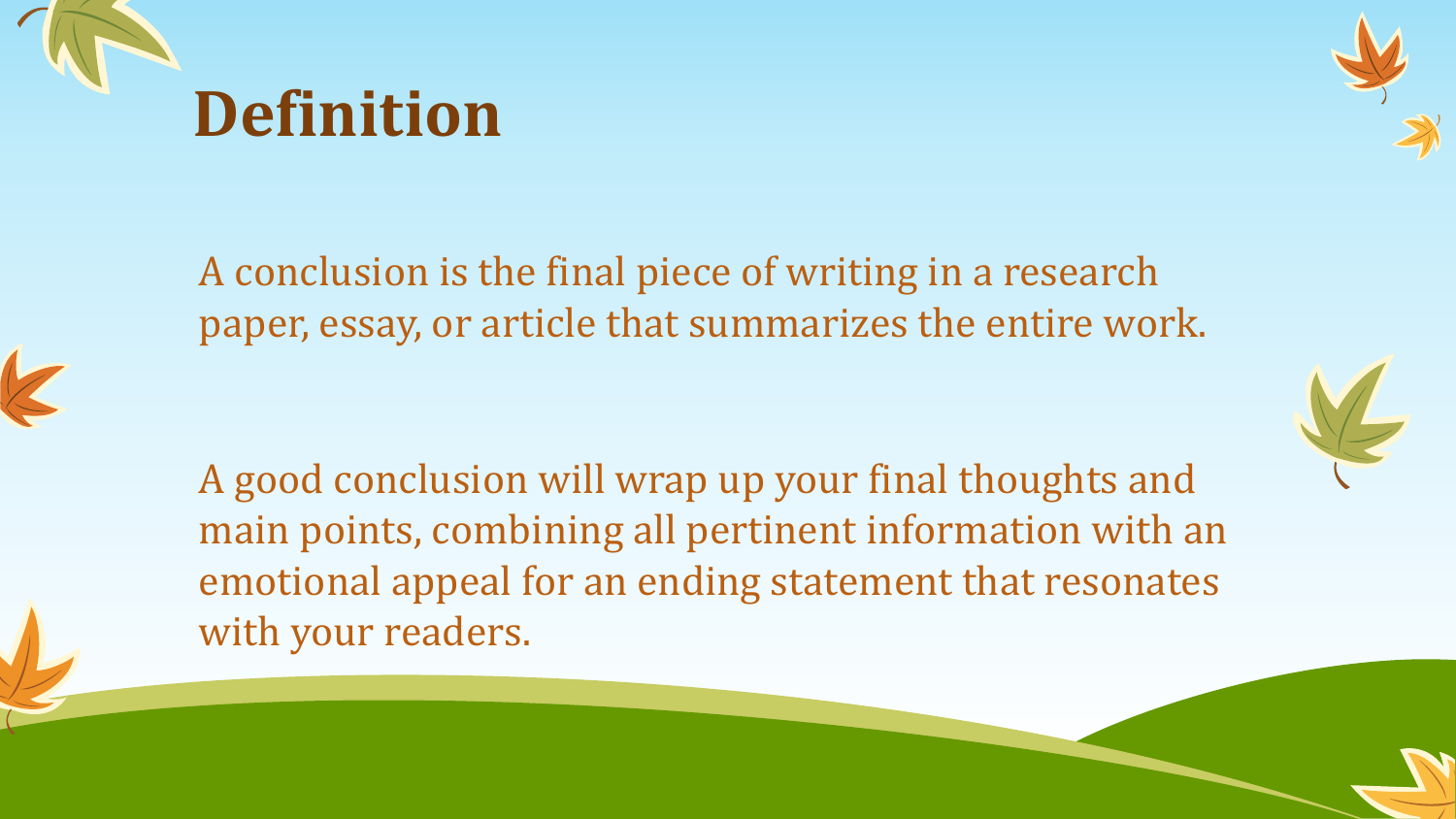# Definition

A conclusion is the final piece of writing in a research paper, essay, or article that summarizes the entire work.

A good conclusion will wrap up your final thoughts and main points, combining all pertinent information with an emotional appeal for an ending statement that resonates with your readers.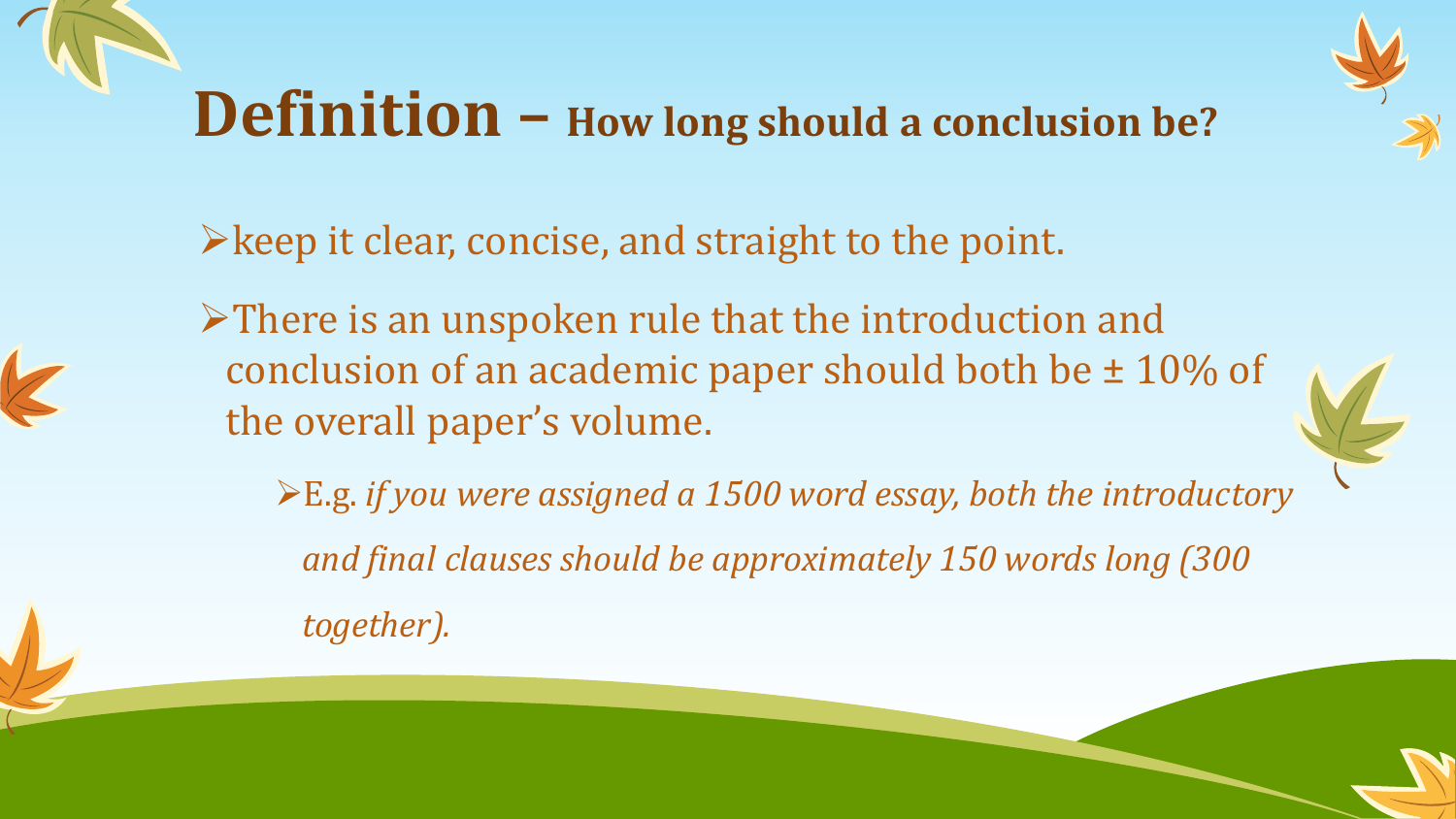# Definition – How long should a conclusion be?

- keep it clear, concise, and straight to the point.
- There is an unspoken rule that the introduction and conclusion of an academic paper should both be ± 10% of the overall paper's volume.
  - E.g. *if you were assigned a 1500 word essay, both the introductory and final clauses should be approximately 150 words long (300 together).*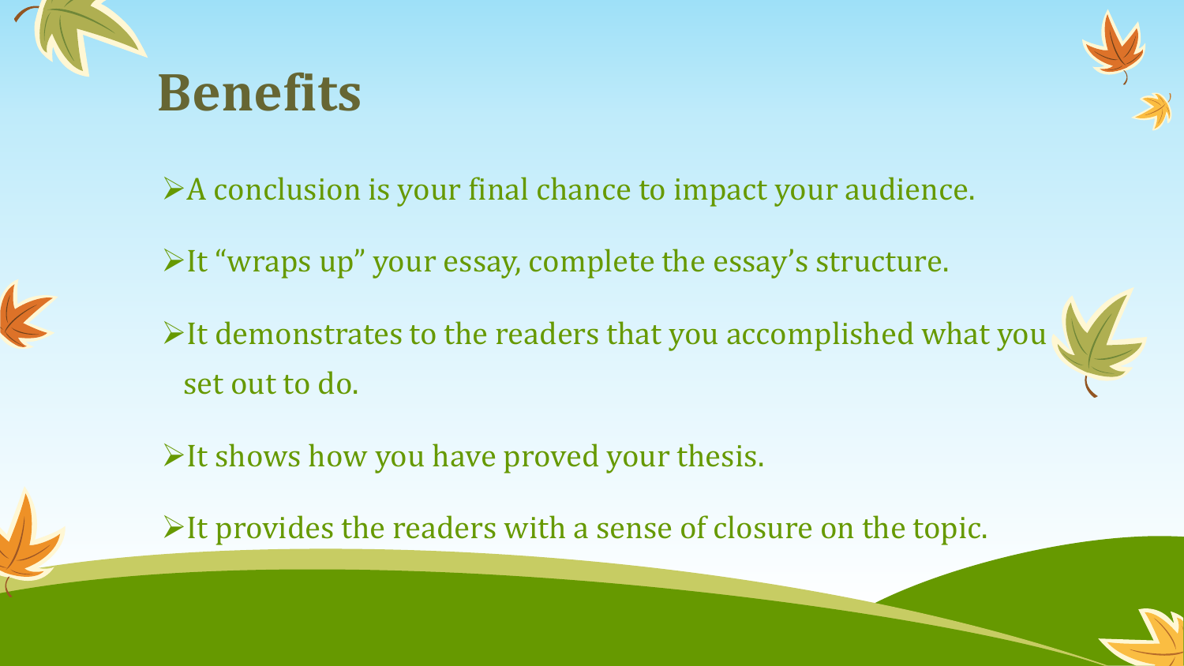# Benefits

- A conclusion is your final chance to impact your audience.
- It “wraps up” your essay, complete the essay’s structure.
- It demonstrates to the readers that you accomplished what you set out to do.
- It shows how you have proved your thesis.
- It provides the readers with a sense of closure on the topic.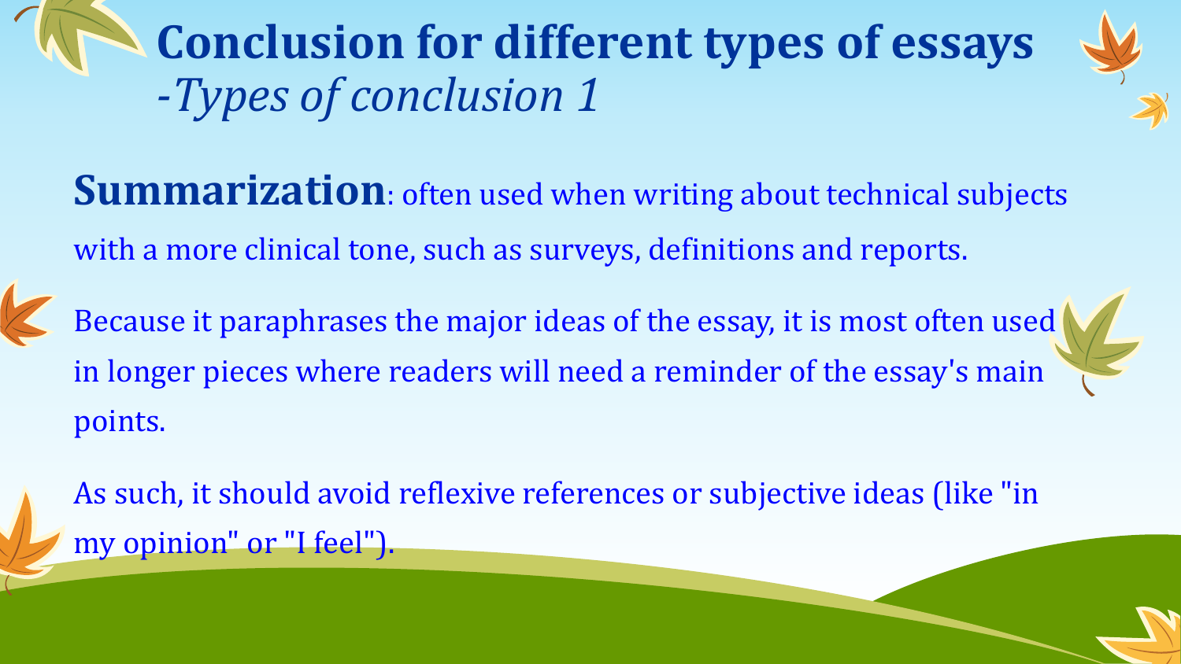# Conclusion for different types of essays
*-Types of conclusion 1*

**Summarization**: often used when writing about technical subjects with a more clinical tone, such as surveys, definitions and reports.

Because it paraphrases the major ideas of the essay, it is most often used in longer pieces where readers will need a reminder of the essay's main points.

As such, it should avoid reflexive references or subjective ideas (like "in my opinion" or "I feel").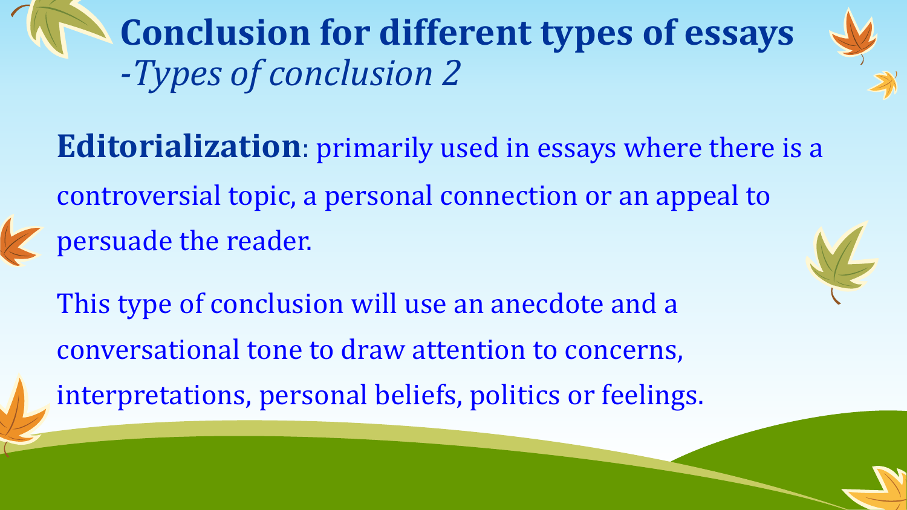# Conclusion for different types of essays

*-Types of conclusion 2*

**Editorialization**: primarily used in essays where there is a controversial topic, a personal connection or an appeal to persuade the reader.

This type of conclusion will use an anecdote and a conversational tone to draw attention to concerns, interpretations, personal beliefs, politics or feelings.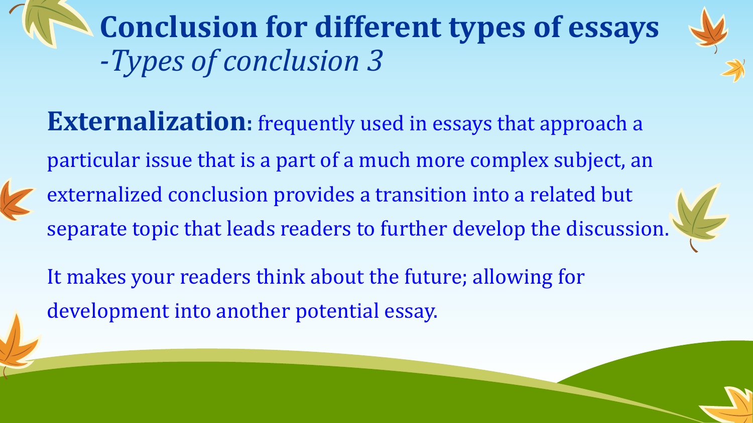# Conclusion for different types of essays
*-Types of conclusion 3*

**Externalization**: frequently used in essays that approach a particular issue that is a part of a much more complex subject, an externalized conclusion provides a transition into a related but separate topic that leads readers to further develop the discussion.

It makes your readers think about the future; allowing for development into another potential essay.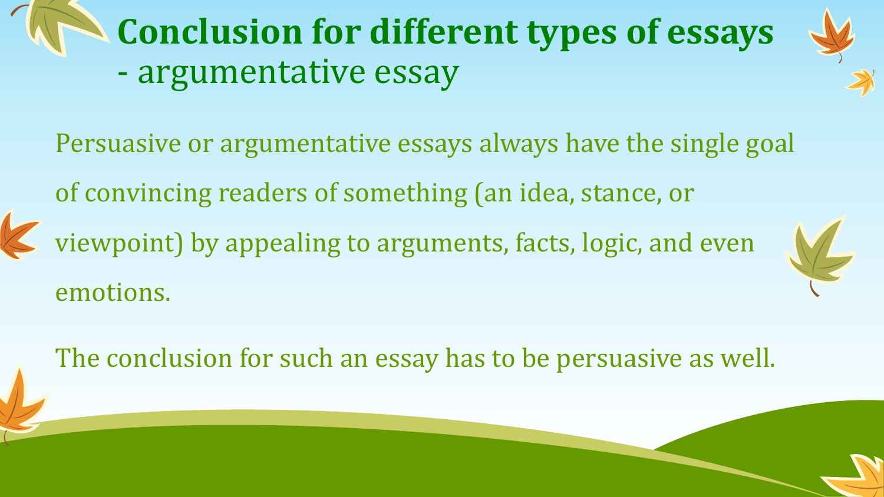# Conclusion for different types of essays
## - argumentative essay

Persuasive or argumentative essays always have the single goal of convincing readers of something (an idea, stance, or viewpoint) by appealing to arguments, facts, logic, and even emotions.

The conclusion for such an essay has to be persuasive as well.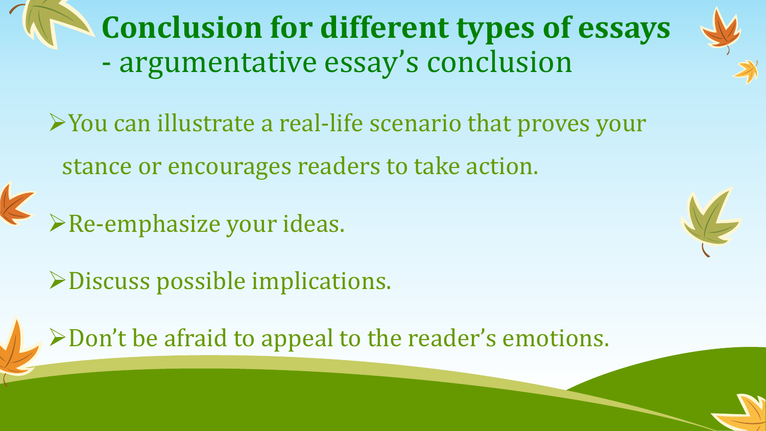# Conclusion for different types of essays
## - argumentative essay's conclusion

- You can illustrate a real-life scenario that proves your stance or encourages readers to take action.
- Re-emphasize your ideas.
- Discuss possible implications.
- Don't be afraid to appeal to the reader's emotions.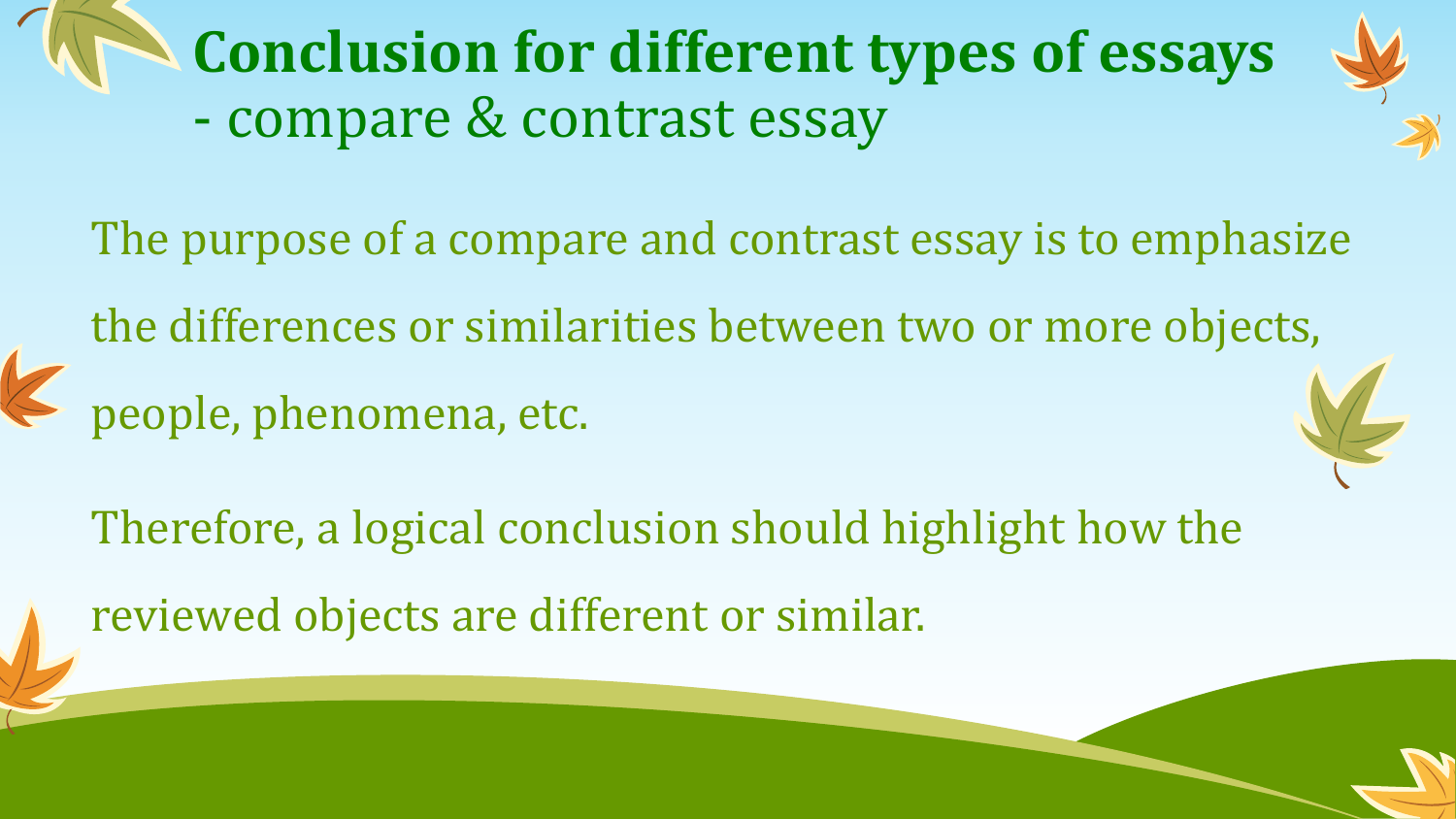# Conclusion for different types of essays
## - compare & contrast essay

The purpose of a compare and contrast essay is to emphasize the differences or similarities between two or more objects, people, phenomena, etc.

Therefore, a logical conclusion should highlight how the reviewed objects are different or similar.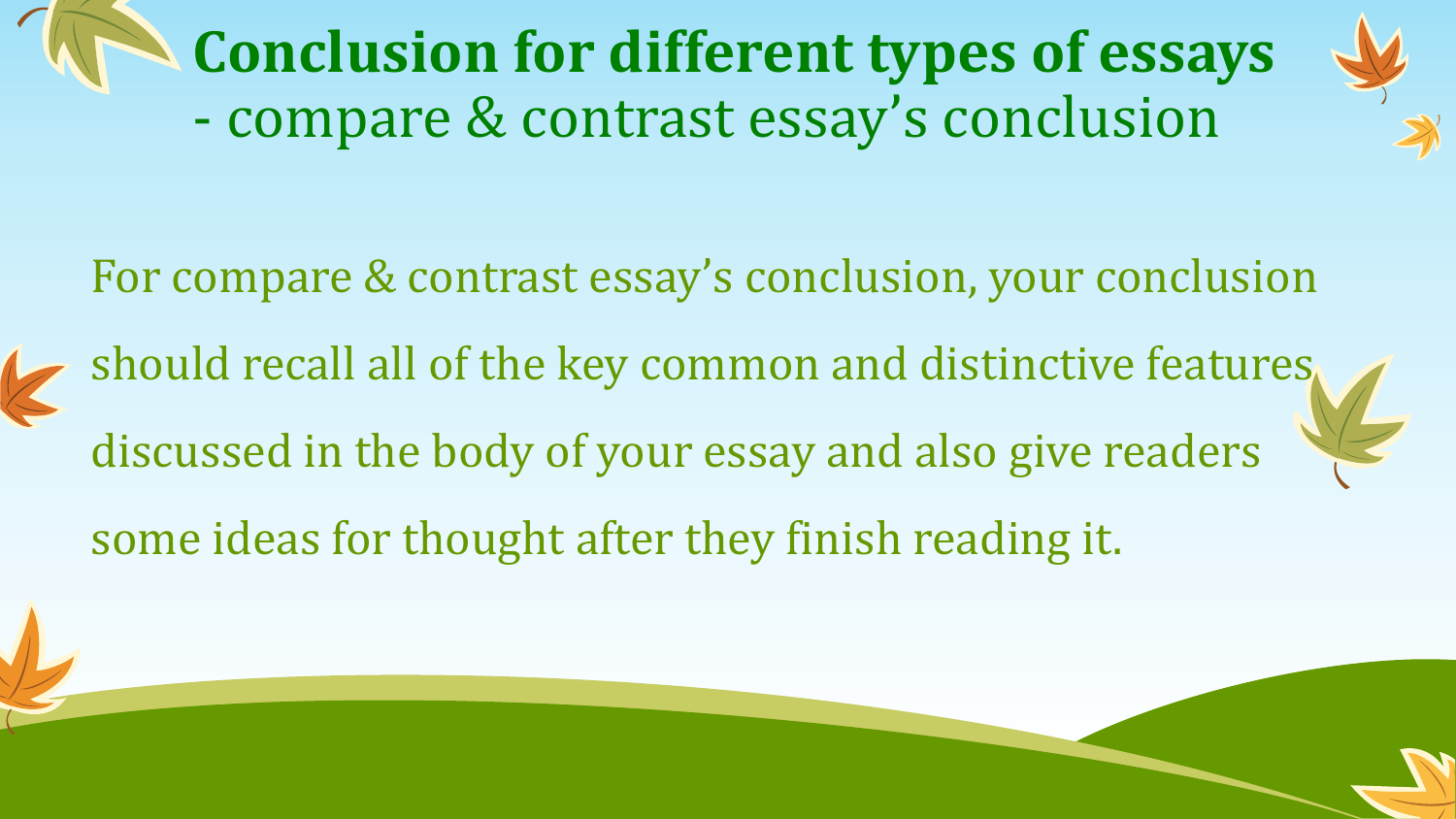# **Conclusion for different types of essays**
## - compare & contrast essay's conclusion

For compare & contrast essay's conclusion, your conclusion should recall all of the key common and distinctive features discussed in the body of your essay and also give readers some ideas for thought after they finish reading it.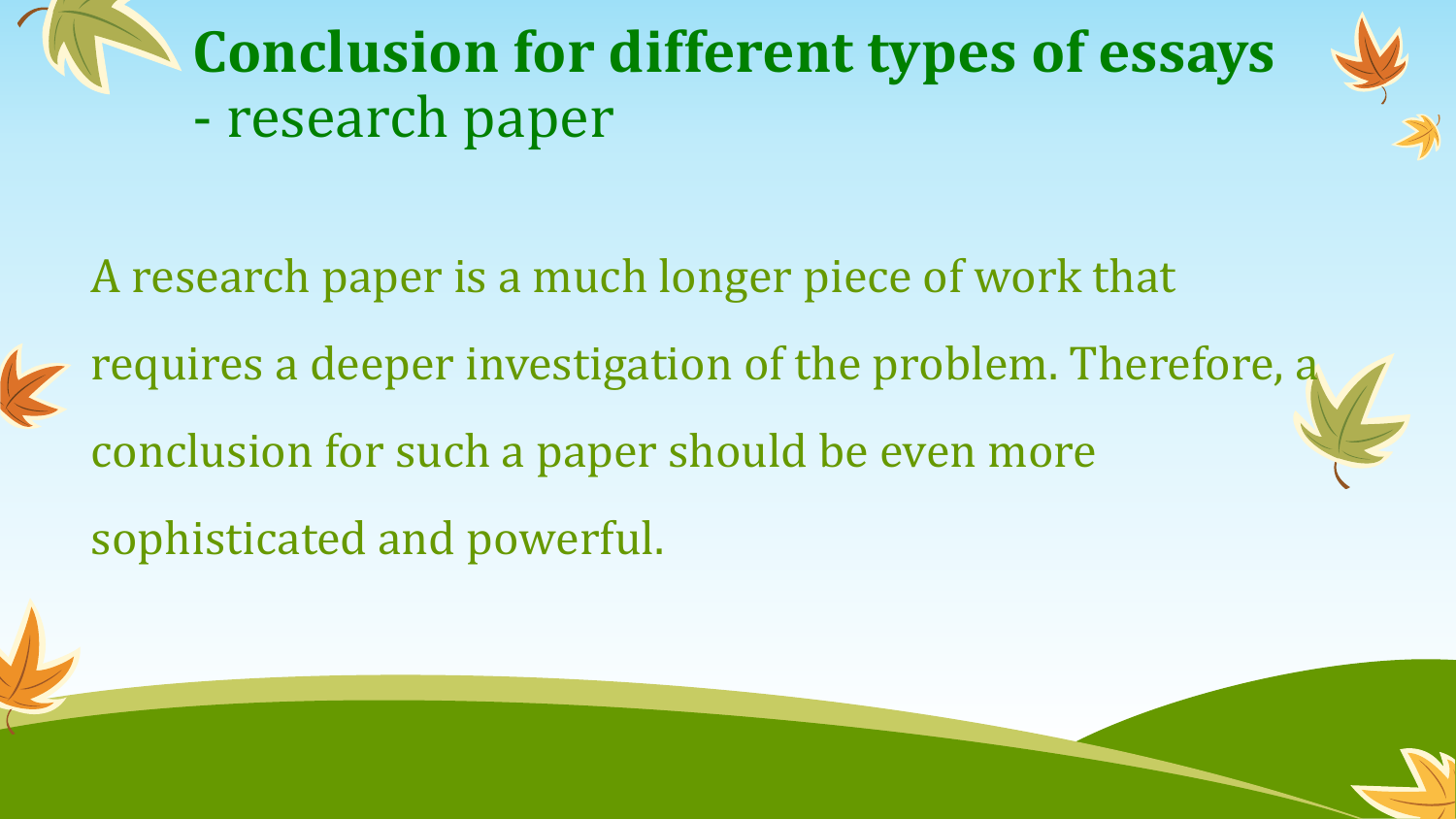# **Conclusion for different types of essays**
## - research paper

A research paper is a much longer piece of work that requires a deeper investigation of the problem. Therefore, a conclusion for such a paper should be even more sophisticated and powerful.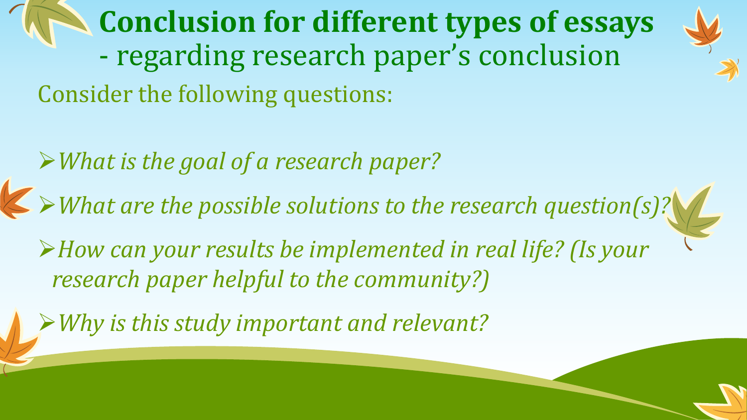# **Conclusion for different types of essays**

## - regarding research paper's conclusion

Consider the following questions:

- *What is the goal of a research paper?*
- *What are the possible solutions to the research question(s)?*
- *How can your results be implemented in real life? (Is your research paper helpful to the community?)*
- *Why is this study important and relevant?*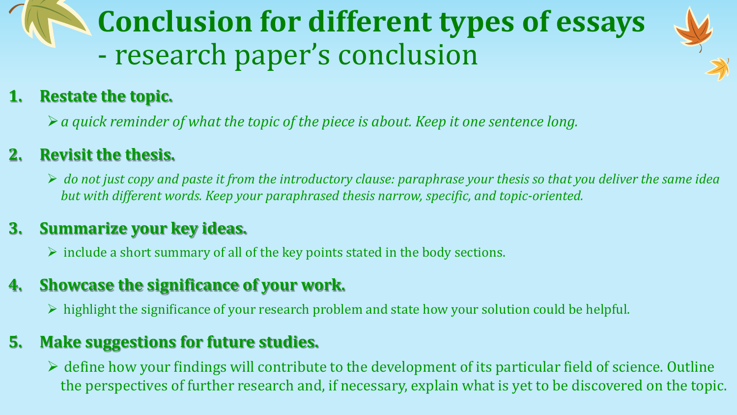# Conclusion for different types of essays - research paper's conclusion

1. **Restate the topic.**
   - *a quick reminder of what the topic of the piece is about. Keep it one sentence long.*

2. **Revisit the thesis.**
   - *do not just copy and paste it from the introductory clause: paraphrase your thesis so that you deliver the same idea but with different words. Keep your paraphrased thesis narrow, specific, and topic-oriented.*

3. **Summarize your key ideas.**
   - include a short summary of all of the key points stated in the body sections.

4. **Showcase the significance of your work.**
   - highlight the significance of your research problem and state how your solution could be helpful.

5. **Make suggestions for future studies.**
   - define how your findings will contribute to the development of its particular field of science. Outline the perspectives of further research and, if necessary, explain what is yet to be discovered on the topic.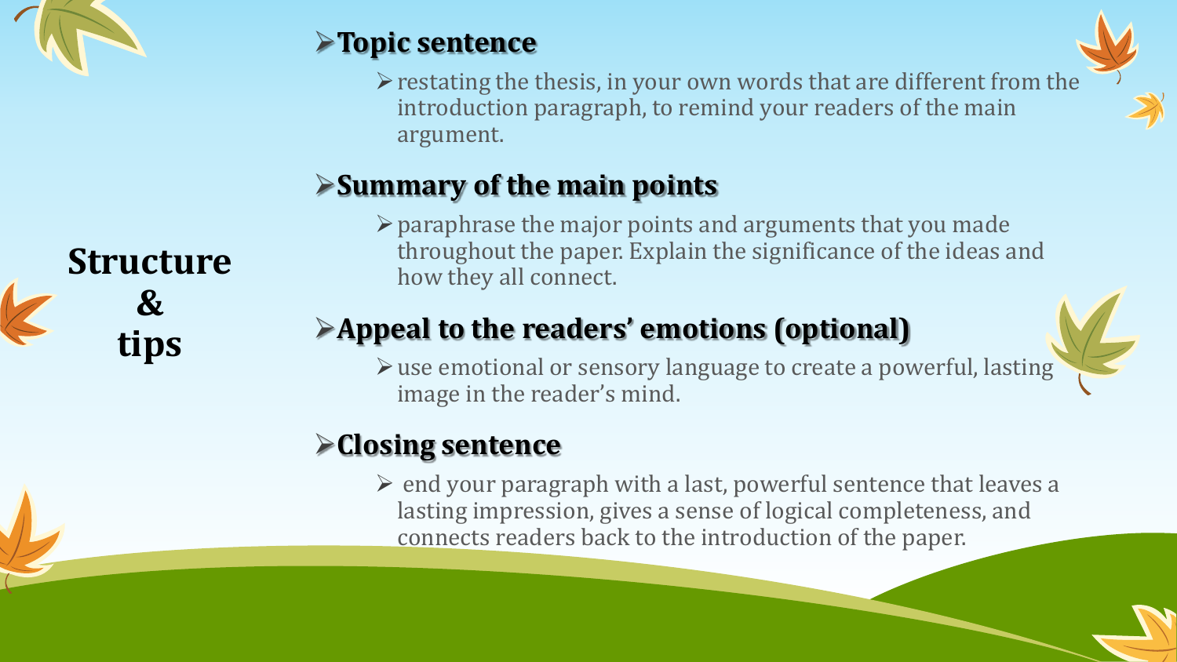## Structure & tips

- **Topic sentence**
  - restating the thesis, in your own words that are different from the introduction paragraph, to remind your readers of the main argument.
- **Summary of the main points**
  - paraphrase the major points and arguments that you made throughout the paper. Explain the significance of the ideas and how they all connect.
- **Appeal to the readers' emotions (optional)**
  - use emotional or sensory language to create a powerful, lasting image in the reader's mind.
- **Closing sentence**
  - end your paragraph with a last, powerful sentence that leaves a lasting impression, gives a sense of logical completeness, and connects readers back to the introduction of the paper.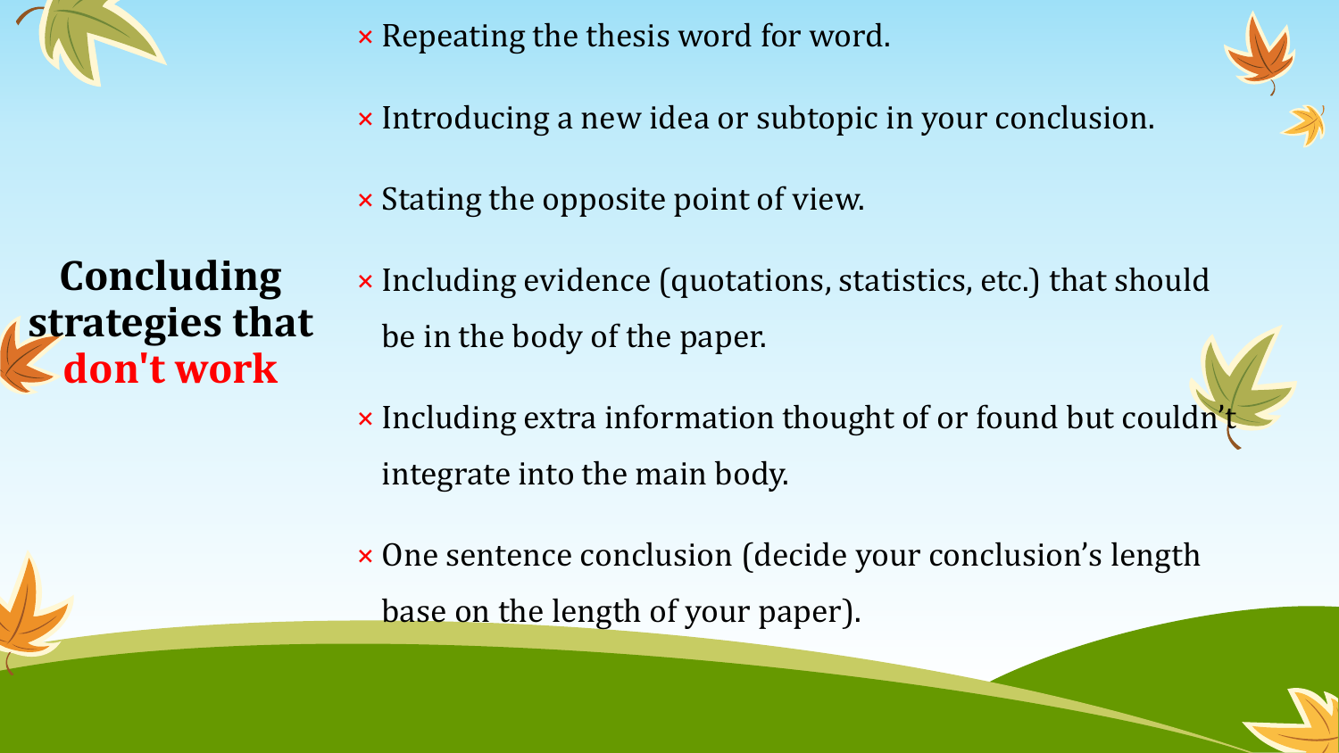## Concluding strategies that don't work

- × Repeating the thesis word for word.
- × Introducing a new idea or subtopic in your conclusion.
- × Stating the opposite point of view.
- × Including evidence (quotations, statistics, etc.) that should be in the body of the paper.
- × Including extra information thought of or found but couldn't integrate into the main body.
- × One sentence conclusion (decide your conclusion's length base on the length of your paper).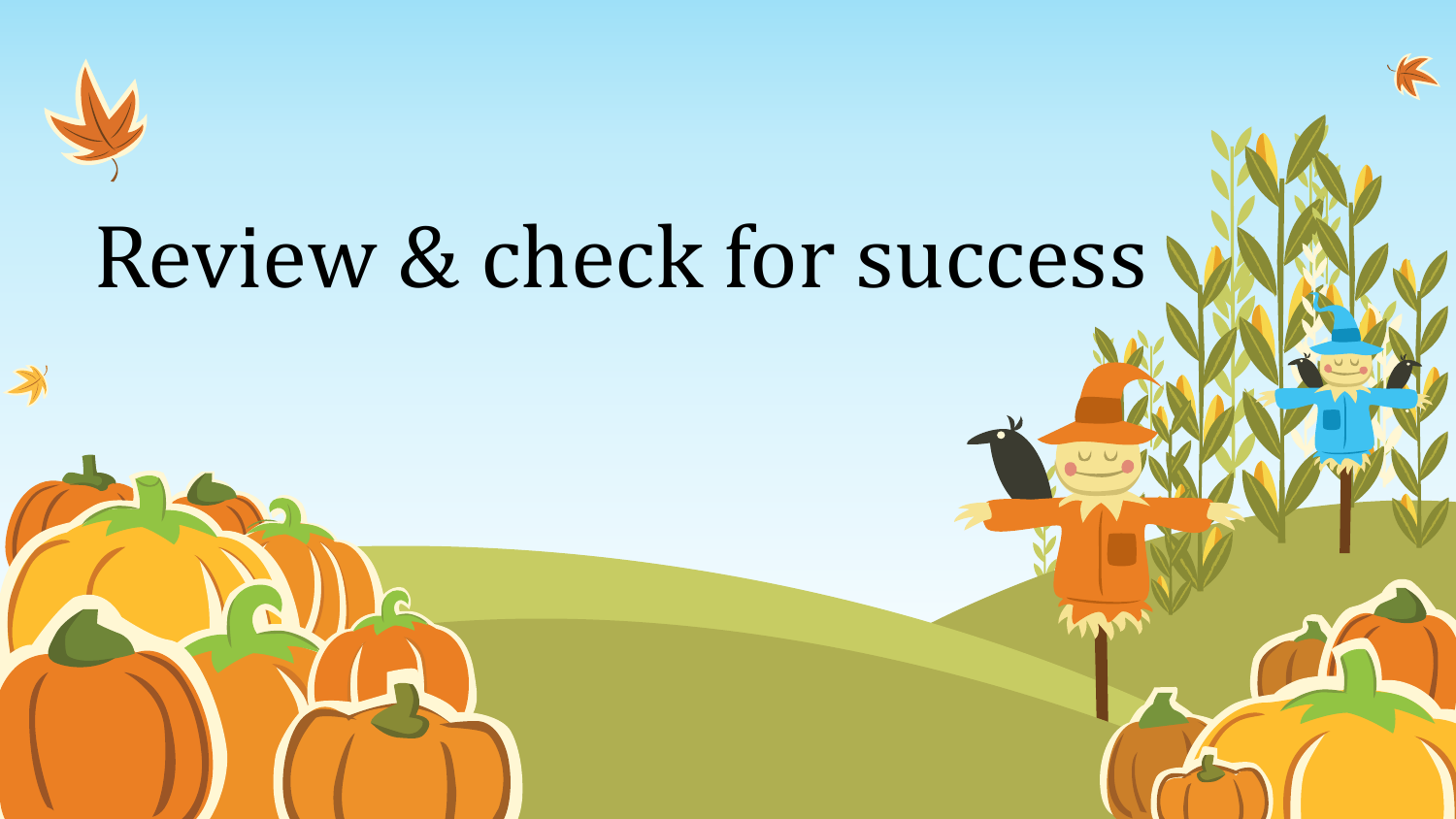# Review & check for success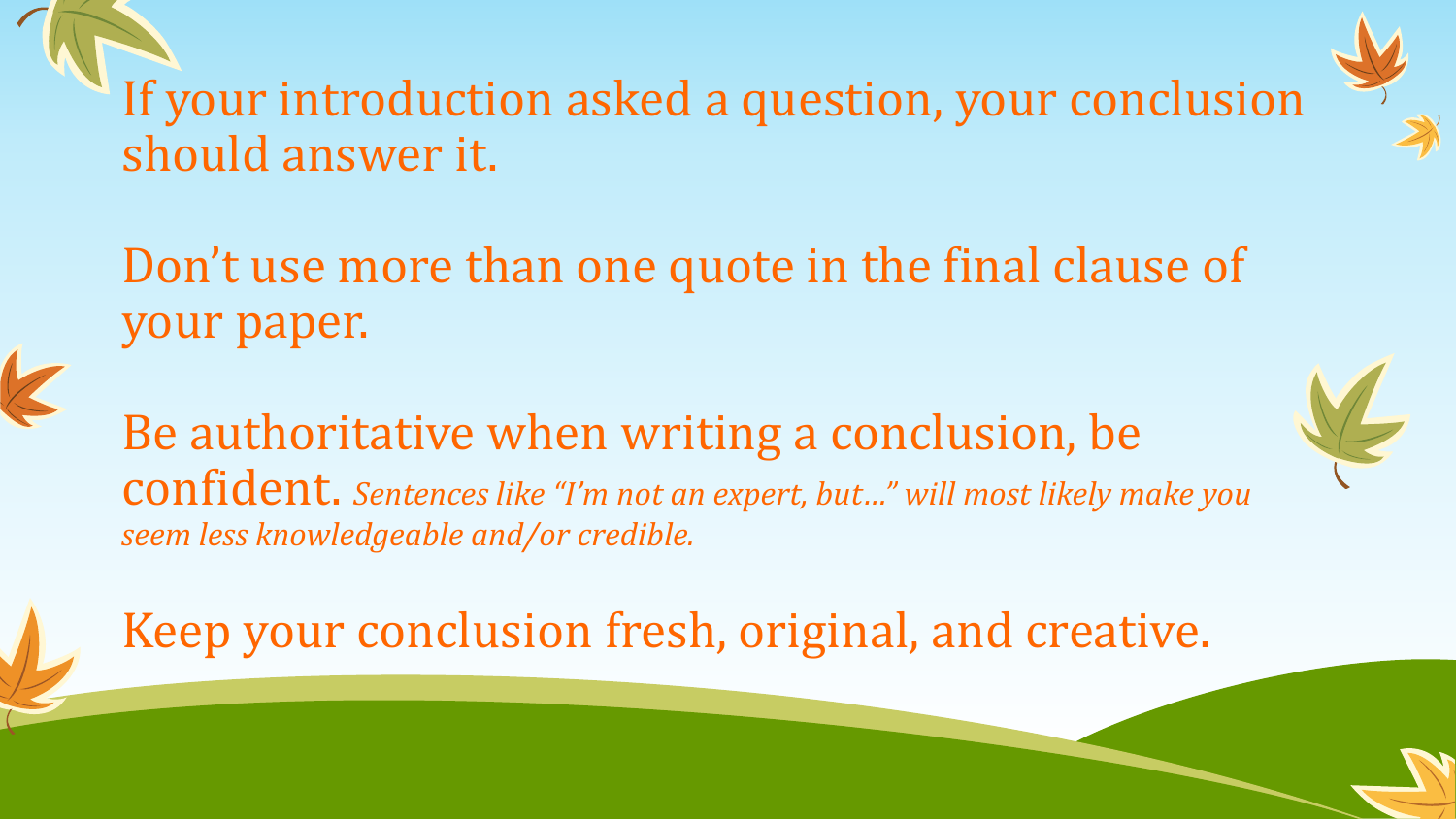If your introduction asked a question, your conclusion should answer it.

Don't use more than one quote in the final clause of your paper.

Be authoritative when writing a conclusion, be confident. *Sentences like "I'm not an expert, but…" will most likely make you seem less knowledgeable and/or credible.*

Keep your conclusion fresh, original, and creative.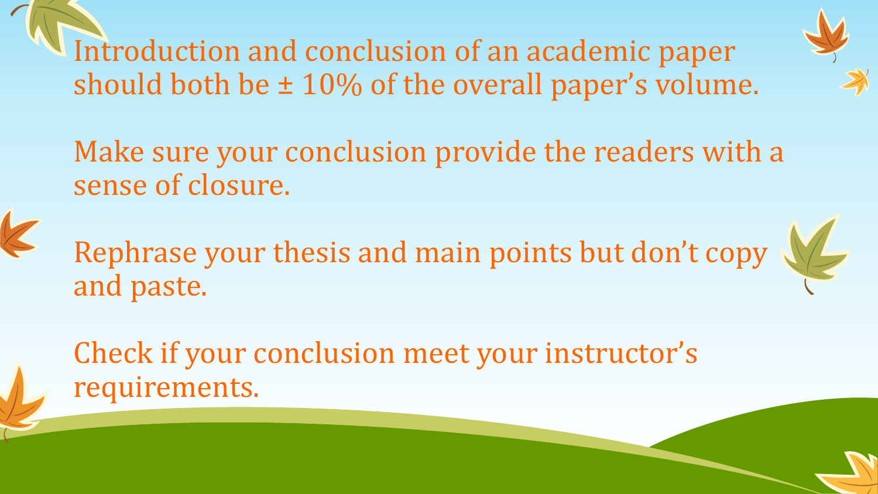Introduction and conclusion of an academic paper should both be ± 10% of the overall paper's volume.

Make sure your conclusion provide the readers with a sense of closure.

Rephrase your thesis and main points but don't copy and paste.

Check if your conclusion meet your instructor's requirements.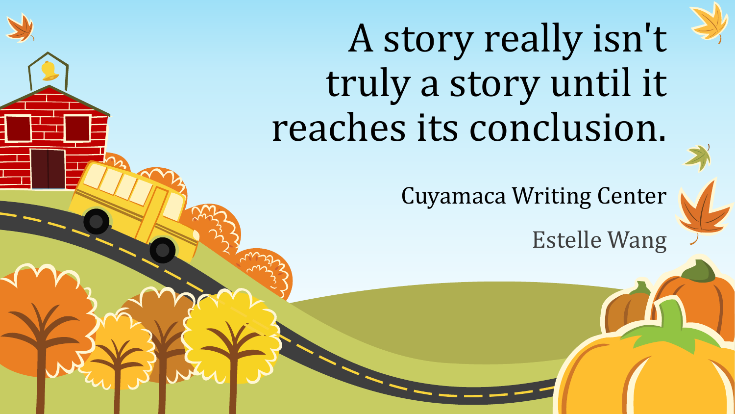# A story really isn't truly a story until it reaches its conclusion.

Cuyamaca Writing Center

Estelle Wang